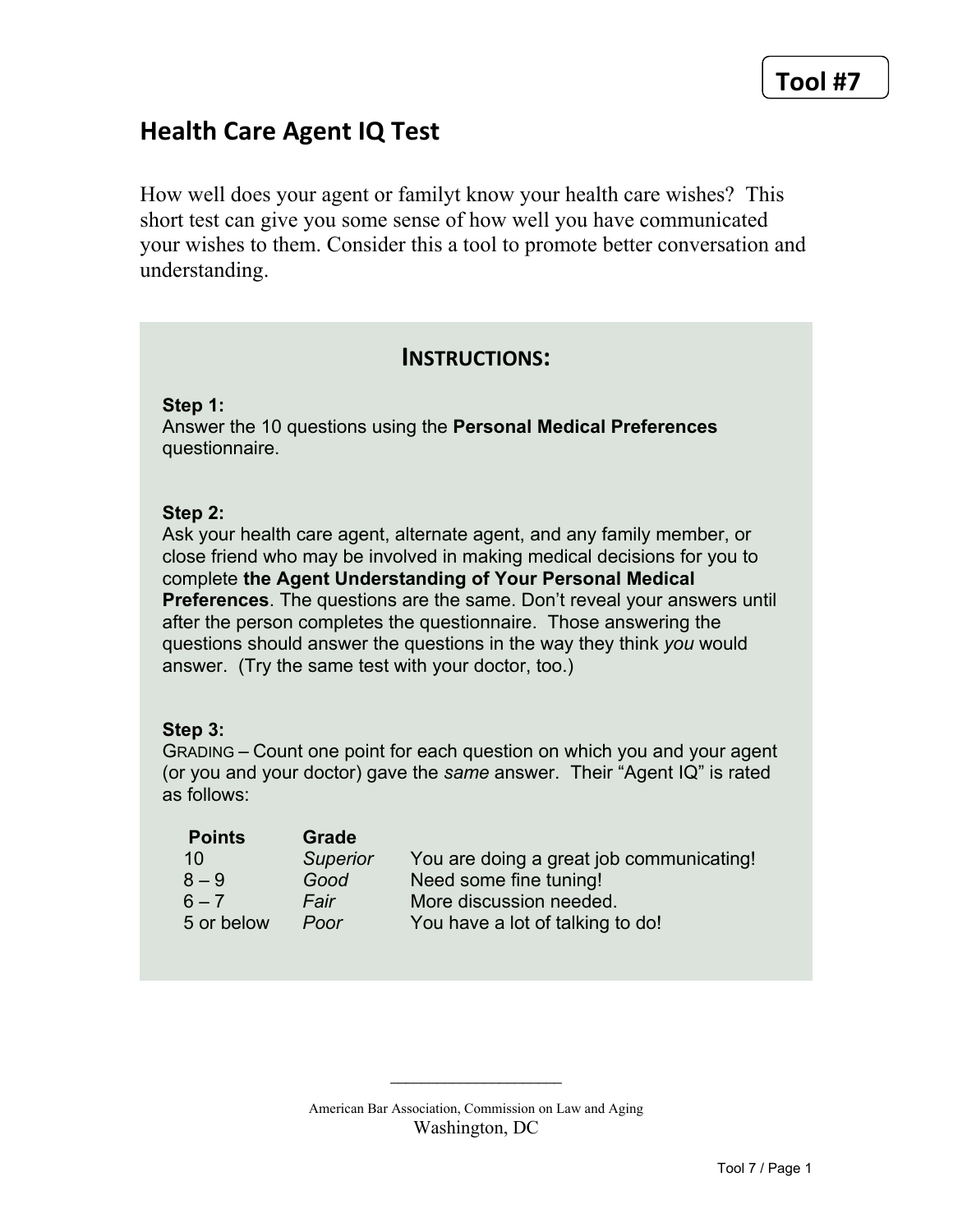**Tool #7**

# Health Care Agent IQ Test

How well does your agent or familyt know your health care wishes? This short test can give you some sense of how well you have communicated your wishes to them. Consider this a tool to promote better conversation and understanding.

## INSTRUCTIONS:

**Step 1:**
Answer the 10 questions using the **Personal Medical Preferences** questionnaire.

**Step 2:**
Ask your health care agent, alternate agent, and any family member, or close friend who may be involved in making medical decisions for you to complete **the Agent Understanding of Your Personal Medical Preferences**. The questions are the same. Don't reveal your answers until after the person completes the questionnaire. Those answering the questions should answer the questions in the way they think *you* would answer. (Try the same test with your doctor, too.)

**Step 3:**
GRADING – Count one point for each question on which you and your agent (or you and your doctor) gave the *same* answer. Their "Agent IQ" is rated as follows:

| Points | Grade | |
|---|---|---|
| 10 | *Superior* | You are doing a great job communicating! |
| 8 – 9 | *Good* | Need some fine tuning! |
| 6 – 7 | *Fair* | More discussion needed. |
| 5 or below | *Poor* | You have a lot of talking to do! |

American Bar Association, Commission on Law and Aging
Washington, DC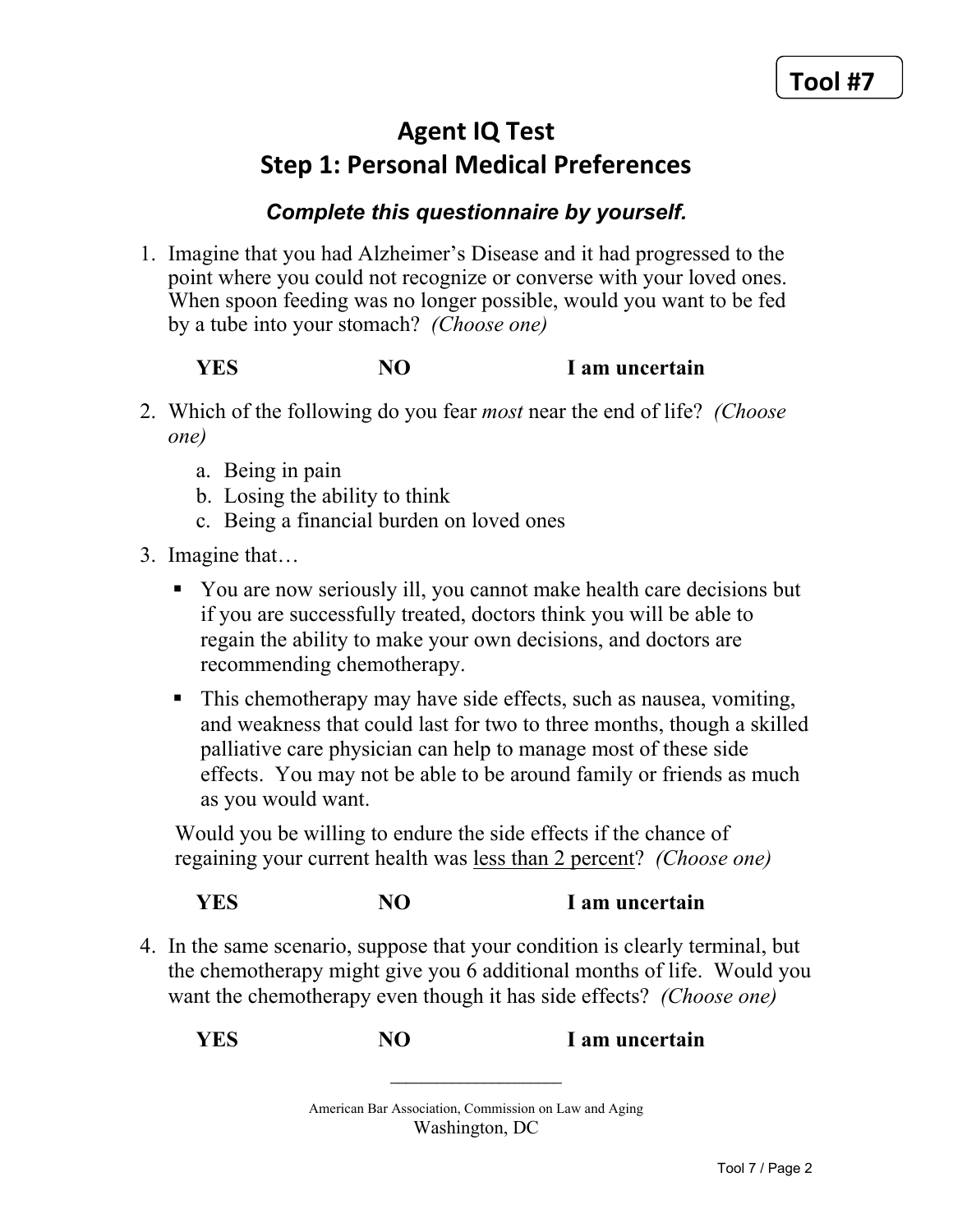**Tool #7**

# Agent IQ Test
## Step 1: Personal Medical Preferences

***Complete this questionnaire by yourself.***

1. Imagine that you had Alzheimer's Disease and it had progressed to the point where you could not recognize or converse with your loved ones. When spoon feeding was no longer possible, would you want to be fed by a tube into your stomach? *(Choose one)*

   **YES** **NO** **I am uncertain**

2. Which of the following do you fear *most* near the end of life? *(Choose one)*
   a. Being in pain
   b. Losing the ability to think
   c. Being a financial burden on loved ones

3. Imagine that…
   - You are now seriously ill, you cannot make health care decisions but if you are successfully treated, doctors think you will be able to regain the ability to make your own decisions, and doctors are recommending chemotherapy.
   - This chemotherapy may have side effects, such as nausea, vomiting, and weakness that could last for two to three months, though a skilled palliative care physician can help to manage most of these side effects. You may not be able to be around family or friends as much as you would want.

   Would you be willing to endure the side effects if the chance of regaining your current health was <u>less than 2 percent</u>? *(Choose one)*

   **YES** **NO** **I am uncertain**

4. In the same scenario, suppose that your condition is clearly terminal, but the chemotherapy might give you 6 additional months of life. Would you want the chemotherapy even though it has side effects? *(Choose one)*

   **YES** **NO** **I am uncertain**

American Bar Association, Commission on Law and Aging
Washington, DC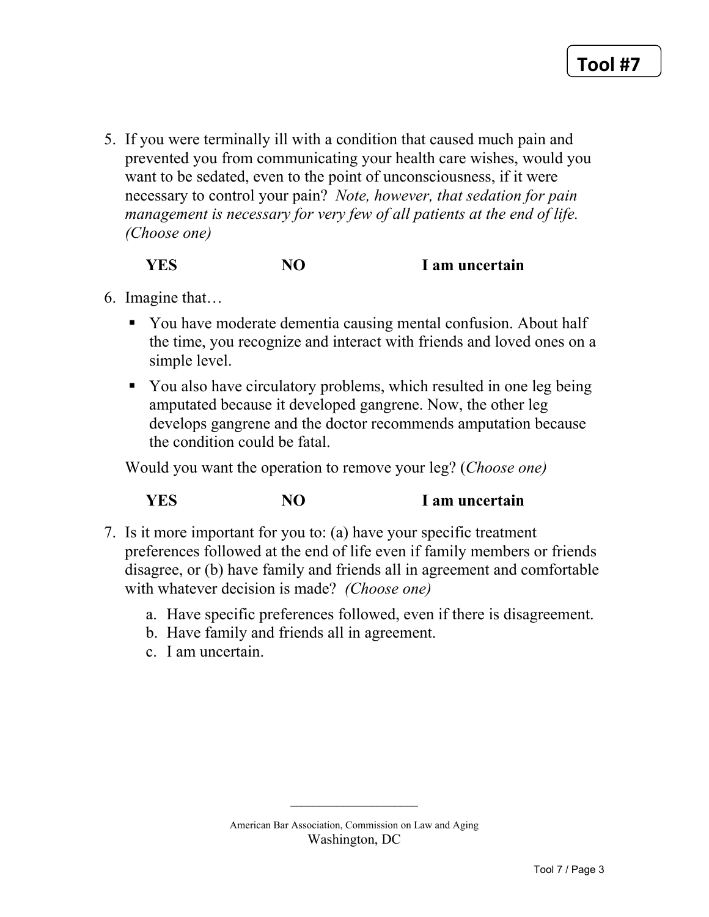Tool #7

5. If you were terminally ill with a condition that caused much pain and prevented you from communicating your health care wishes, would you want to be sedated, even to the point of unconsciousness, if it were necessary to control your pain? *Note, however, that sedation for pain management is necessary for very few of all patients at the end of life. (Choose one)*

   **YES** **NO** **I am uncertain**

6. Imagine that…

   - You have moderate dementia causing mental confusion. About half the time, you recognize and interact with friends and loved ones on a simple level.
   - You also have circulatory problems, which resulted in one leg being amputated because it developed gangrene. Now, the other leg develops gangrene and the doctor recommends amputation because the condition could be fatal.

   Would you want the operation to remove your leg? (*Choose one)*

   **YES** **NO** **I am uncertain**

7. Is it more important for you to: (a) have your specific treatment preferences followed at the end of life even if family members or friends disagree, or (b) have family and friends all in agreement and comfortable with whatever decision is made? *(Choose one)*

   a. Have specific preferences followed, even if there is disagreement.
   b. Have family and friends all in agreement.
   c. I am uncertain.

American Bar Association, Commission on Law and Aging
Washington, DC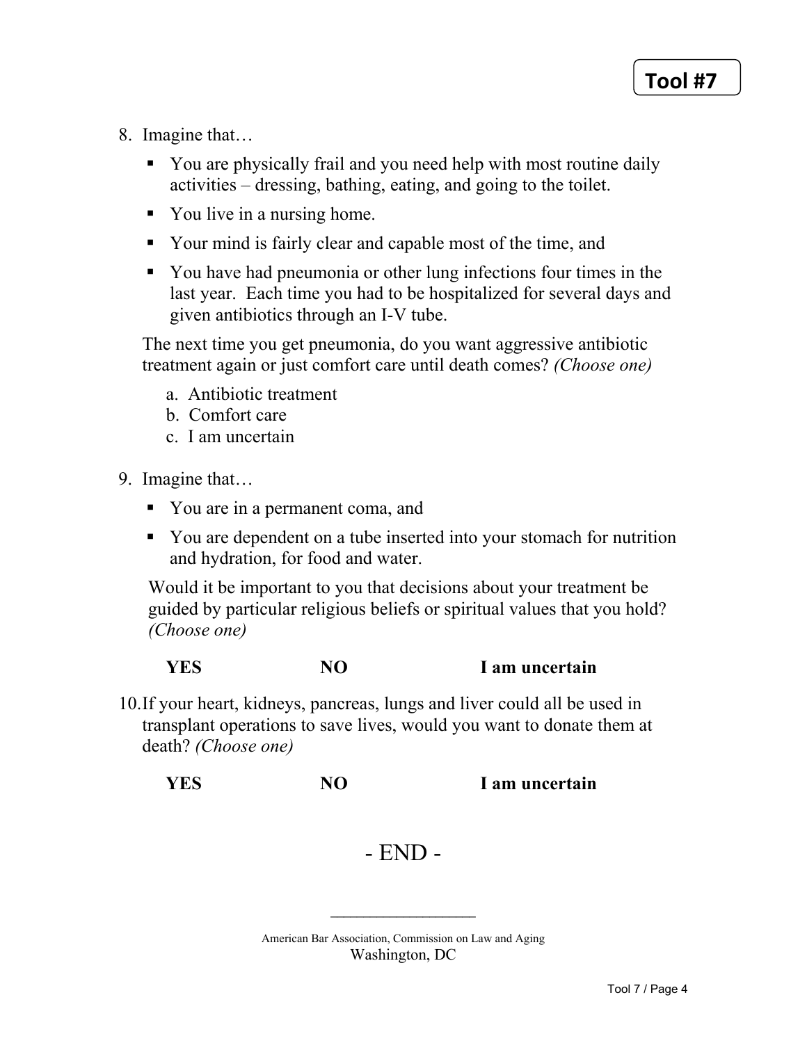**Tool #7**

8. Imagine that…

   - You are physically frail and you need help with most routine daily activities – dressing, bathing, eating, and going to the toilet.
   - You live in a nursing home.
   - Your mind is fairly clear and capable most of the time, and
   - You have had pneumonia or other lung infections four times in the last year. Each time you had to be hospitalized for several days and given antibiotics through an I-V tube.

   The next time you get pneumonia, do you want aggressive antibiotic treatment again or just comfort care until death comes? *(Choose one)*

   a. Antibiotic treatment
   b. Comfort care
   c. I am uncertain

9. Imagine that…

   - You are in a permanent coma, and
   - You are dependent on a tube inserted into your stomach for nutrition and hydration, for food and water.

   Would it be important to you that decisions about your treatment be guided by particular religious beliefs or spiritual values that you hold? *(Choose one)*

   **YES** **NO** **I am uncertain**

10. If your heart, kidneys, pancreas, lungs and liver could all be used in transplant operations to save lives, would you want to donate them at death? *(Choose one)*

    **YES** **NO** **I am uncertain**

- END -

---

American Bar Association, Commission on Law and Aging
Washington, DC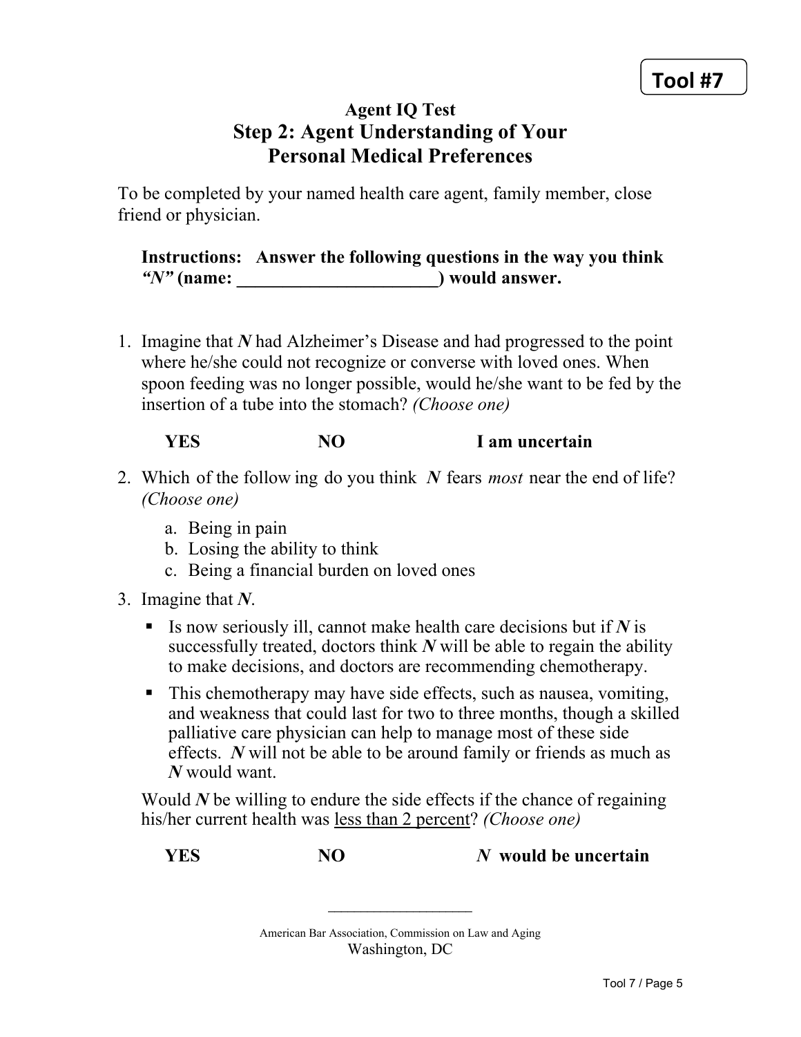**Tool #7**

### Agent IQ Test

## Step 2: Agent Understanding of Your Personal Medical Preferences

To be completed by your named health care agent, family member, close friend or physician.

> **Instructions: Answer the following questions in the way you think *"N"* (name: ______________________) would answer.**

1. Imagine that ***N*** had Alzheimer's Disease and had progressed to the point where he/she could not recognize or converse with loved ones. When spoon feeding was no longer possible, would he/she want to be fed by the insertion of a tube into the stomach? *(Choose one)*

   **YES** **NO** **I am uncertain**

2. Which of the following do you think ***N*** fears *most* near the end of life? *(Choose one)*
   a. Being in pain
   b. Losing the ability to think
   c. Being a financial burden on loved ones

3. Imagine that ***N***.
   - Is now seriously ill, cannot make health care decisions but if ***N*** is successfully treated, doctors think ***N*** will be able to regain the ability to make decisions, and doctors are recommending chemotherapy.
   - This chemotherapy may have side effects, such as nausea, vomiting, and weakness that could last for two to three months, though a skilled palliative care physician can help to manage most of these side effects. ***N*** will not be able to be around family or friends as much as ***N*** would want.

   Would ***N*** be willing to endure the side effects if the chance of regaining his/her current health was <u>less than 2 percent</u>? *(Choose one)*

   **YES** **NO** ***N* would be uncertain**

American Bar Association, Commission on Law and Aging
Washington, DC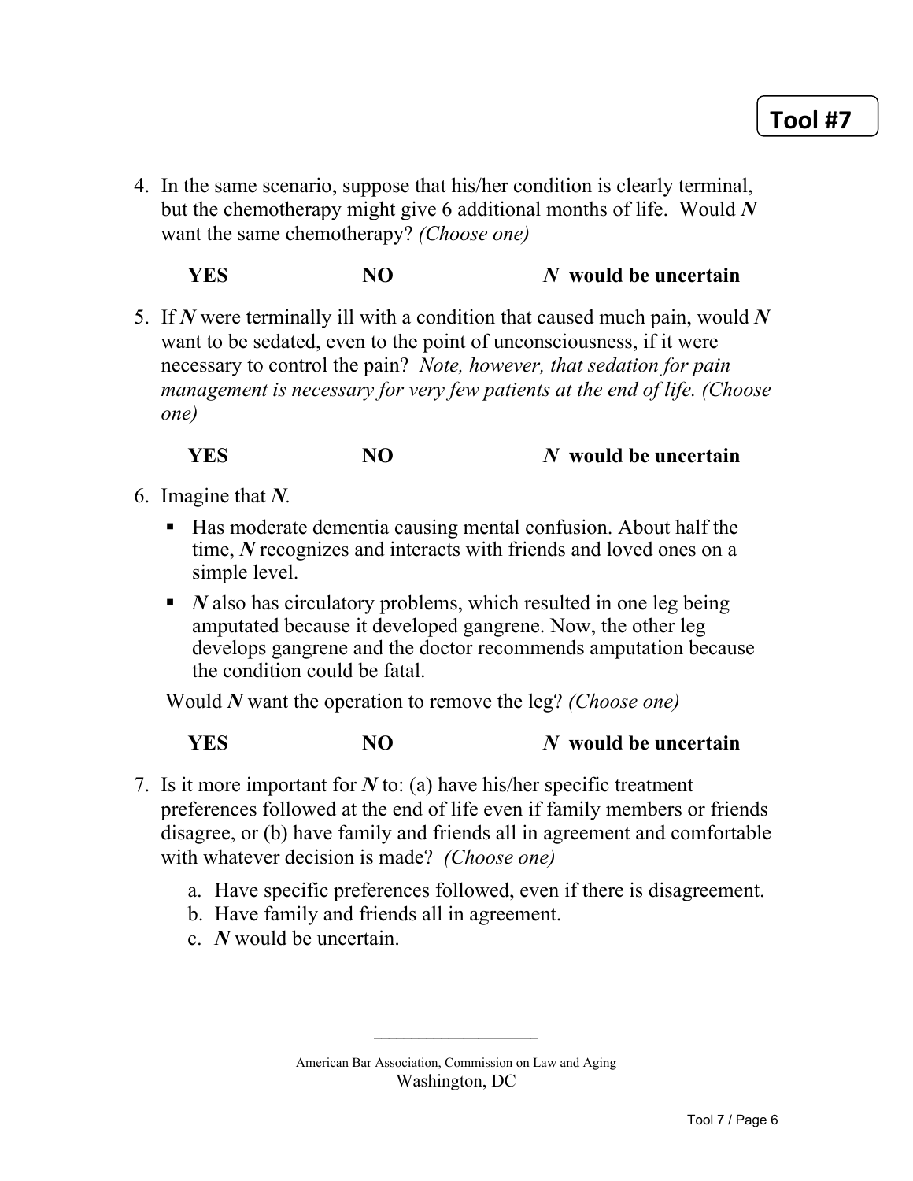4. In the same scenario, suppose that his/her condition is clearly terminal, but the chemotherapy might give 6 additional months of life. Would ***N*** want the same chemotherapy? *(Choose one)*

   **YES** **NO** ***N* would be uncertain**

5. If ***N*** were terminally ill with a condition that caused much pain, would ***N*** want to be sedated, even to the point of unconsciousness, if it were necessary to control the pain? *Note, however, that sedation for pain management is necessary for very few patients at the end of life. (Choose one)*

   **YES** **NO** ***N* would be uncertain**

6. Imagine that ***N***.

   - Has moderate dementia causing mental confusion. About half the time, ***N*** recognizes and interacts with friends and loved ones on a simple level.
   - ***N*** also has circulatory problems, which resulted in one leg being amputated because it developed gangrene. Now, the other leg develops gangrene and the doctor recommends amputation because the condition could be fatal.

   Would ***N*** want the operation to remove the leg? *(Choose one)*

   **YES** **NO** ***N* would be uncertain**

7. Is it more important for ***N*** to: (a) have his/her specific treatment preferences followed at the end of life even if family members or friends disagree, or (b) have family and friends all in agreement and comfortable with whatever decision is made? *(Choose one)*

   a. Have specific preferences followed, even if there is disagreement.
   b. Have family and friends all in agreement.
   c. ***N*** would be uncertain.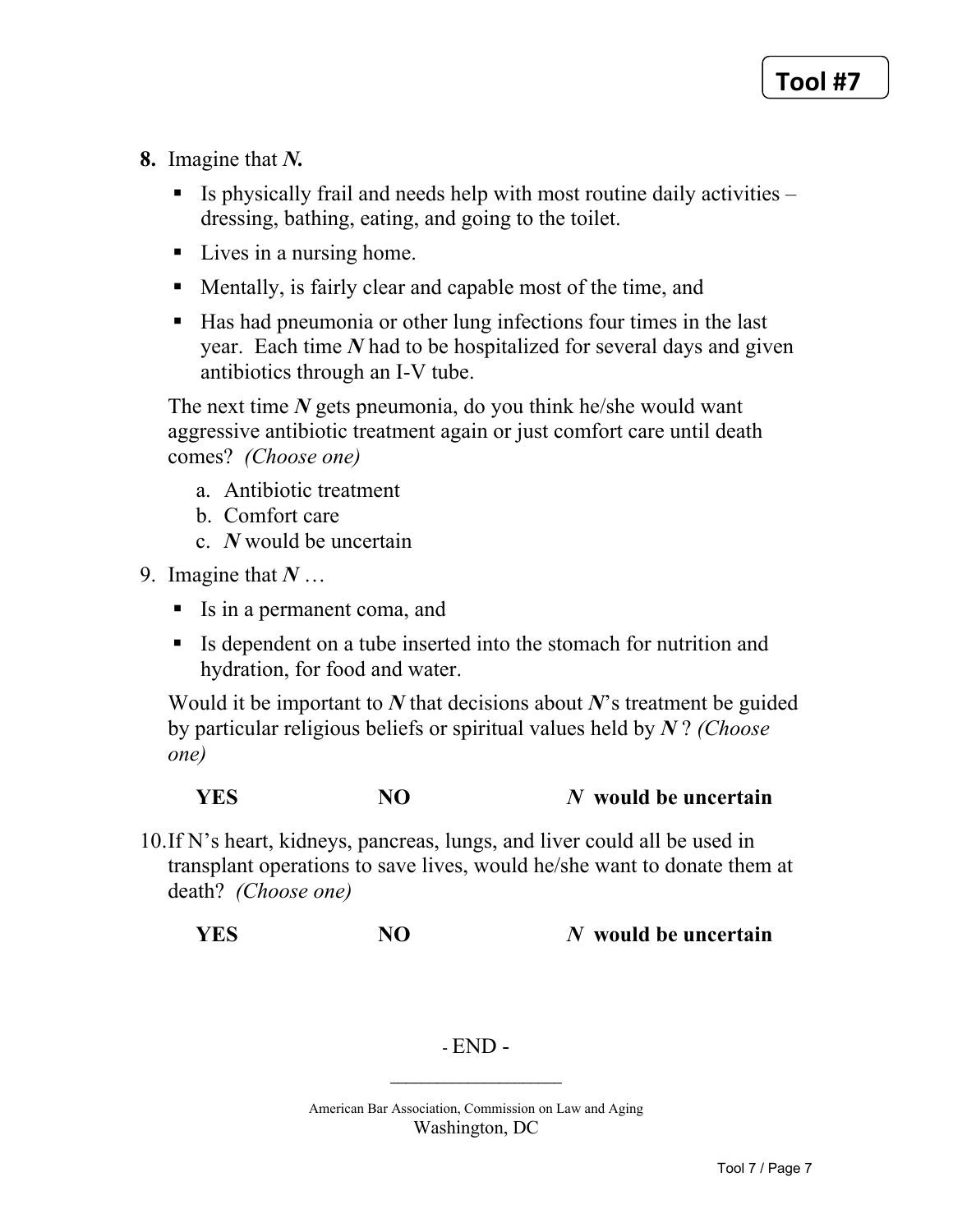**Tool #7**

**8.** Imagine that ***N.***

- Is physically frail and needs help with most routine daily activities – dressing, bathing, eating, and going to the toilet.
- Lives in a nursing home.
- Mentally, is fairly clear and capable most of the time, and
- Has had pneumonia or other lung infections four times in the last year. Each time ***N*** had to be hospitalized for several days and given antibiotics through an I-V tube.

The next time ***N*** gets pneumonia, do you think he/she would want aggressive antibiotic treatment again or just comfort care until death comes? *(Choose one)*

a. Antibiotic treatment
b. Comfort care
c. ***N*** would be uncertain

9. Imagine that ***N*** …

- Is in a permanent coma, and
- Is dependent on a tube inserted into the stomach for nutrition and hydration, for food and water.

Would it be important to ***N*** that decisions about ***N***'s treatment be guided by particular religious beliefs or spiritual values held by ***N*** ? *(Choose one)*

**YES** **NO** ***N* would be uncertain**

10. If N's heart, kidneys, pancreas, lungs, and liver could all be used in transplant operations to save lives, would he/she want to donate them at death? *(Choose one)*

**YES** **NO** ***N* would be uncertain**

- END -

American Bar Association, Commission on Law and Aging
Washington, DC